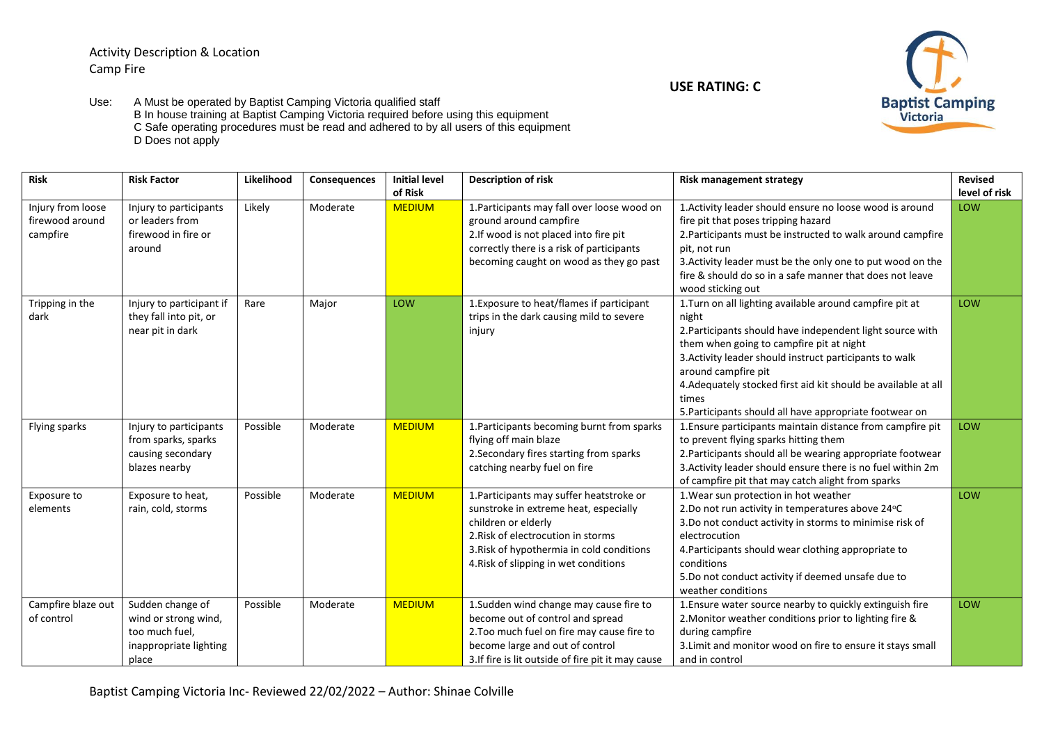Activity Description & Location
Camp Fire

**USE RATING: C**

Use:
A Must be operated by Baptist Camping Victoria qualified staff
B In house training at Baptist Camping Victoria required before using this equipment
C Safe operating procedures must be read and adhered to by all users of this equipment
D Does not apply

| Risk | Risk Factor | Likelihood | Consequences | Initial level of Risk | Description of risk | Risk management strategy | Revised level of risk |
|---|---|---|---|---|---|---|---|
| Injury from loose firewood around campfire | Injury to participants or leaders from firewood in fire or around | Likely | Moderate | MEDIUM | 1.Participants may fall over loose wood on ground around campfire<br>2.If wood is not placed into fire pit correctly there is a risk of participants becoming caught on wood as they go past | 1.Activity leader should ensure no loose wood is around fire pit that poses tripping hazard<br>2.Participants must be instructed to walk around campfire pit, not run<br>3.Activity leader must be the only one to put wood on the fire & should do so in a safe manner that does not leave wood sticking out | LOW |
| Tripping in the dark | Injury to participant if they fall into pit, or near pit in dark | Rare | Major | LOW | 1.Exposure to heat/flames if participant trips in the dark causing mild to severe injury | 1.Turn on all lighting available around campfire pit at night<br>2.Participants should have independent light source with them when going to campfire pit at night<br>3.Activity leader should instruct participants to walk around campfire pit<br>4.Adequately stocked first aid kit should be available at all times<br>5.Participants should all have appropriate footwear on | LOW |
| Flying sparks | Injury to participants from sparks, sparks causing secondary blazes nearby | Possible | Moderate | MEDIUM | 1.Participants becoming burnt from sparks flying off main blaze<br>2.Secondary fires starting from sparks catching nearby fuel on fire | 1.Ensure participants maintain distance from campfire pit to prevent flying sparks hitting them<br>2.Participants should all be wearing appropriate footwear<br>3.Activity leader should ensure there is no fuel within 2m of campfire pit that may catch alight from sparks | LOW |
| Exposure to elements | Exposure to heat, rain, cold, storms | Possible | Moderate | MEDIUM | 1.Participants may suffer heatstroke or sunstroke in extreme heat, especially children or elderly<br>2.Risk of electrocution in storms<br>3.Risk of hypothermia in cold conditions<br>4.Risk of slipping in wet conditions | 1.Wear sun protection in hot weather<br>2.Do not run activity in temperatures above 24°C<br>3.Do not conduct activity in storms to minimise risk of electrocution<br>4.Participants should wear clothing appropriate to conditions<br>5.Do not conduct activity if deemed unsafe due to weather conditions | LOW |
| Campfire blaze out of control | Sudden change of wind or strong wind, too much fuel, inappropriate lighting place | Possible | Moderate | MEDIUM | 1.Sudden wind change may cause fire to become out of control and spread<br>2.Too much fuel on fire may cause fire to become large and out of control<br>3.If fire is lit outside of fire pit it may cause | 1.Ensure water source nearby to quickly extinguish fire<br>2.Monitor weather conditions prior to lighting fire & during campfire<br>3.Limit and monitor wood on fire to ensure it stays small and in control | LOW |

Baptist Camping Victoria Inc- Reviewed 22/02/2022 – Author: Shinae Colville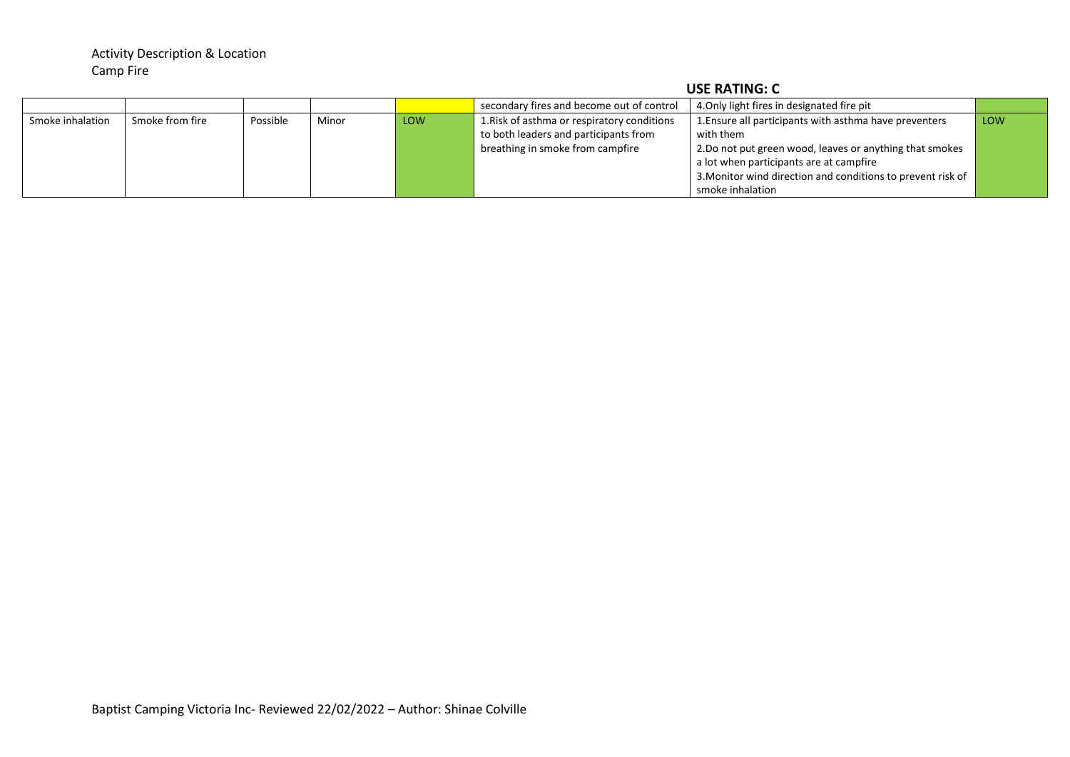Activity Description & Location
Camp Fire

**USE RATING: C**

| | | | | | | | |
|---|---|---|---|---|---|---|---|
| | | | | | secondary fires and become out of control | 4.Only light fires in designated fire pit | |
| Smoke inhalation | Smoke from fire | Possible | Minor | LOW | 1.Risk of asthma or respiratory conditions to both leaders and participants from breathing in smoke from campfire | 1.Ensure all participants with asthma have preventers with them<br>2.Do not put green wood, leaves or anything that smokes a lot when participants are at campfire<br>3.Monitor wind direction and conditions to prevent risk of smoke inhalation | LOW |

Baptist Camping Victoria Inc- Reviewed 22/02/2022 – Author: Shinae Colville